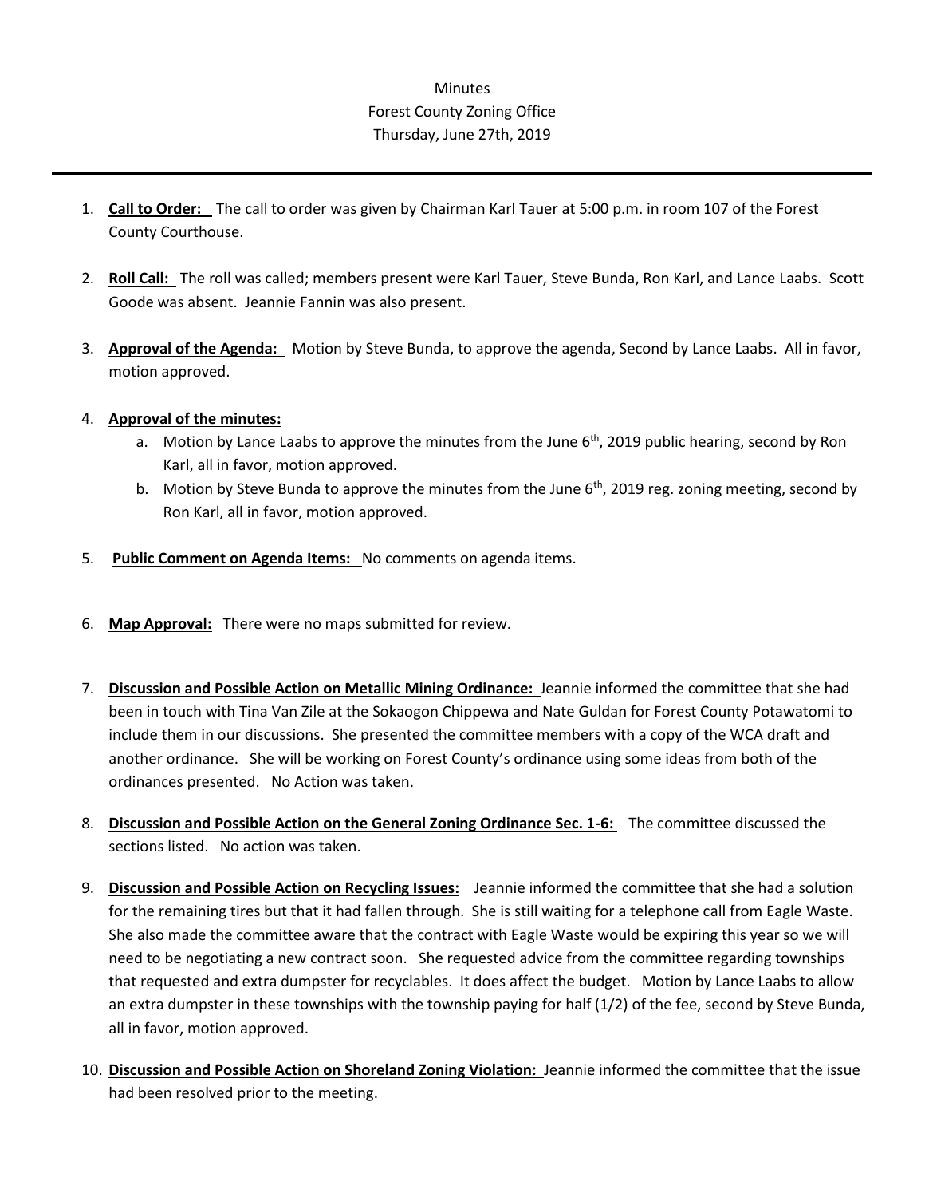Minutes
Forest County Zoning Office
Thursday, June 27th, 2019

---

1. **Call to Order:** The call to order was given by Chairman Karl Tauer at 5:00 p.m. in room 107 of the Forest County Courthouse.

2. **Roll Call:** The roll was called; members present were Karl Tauer, Steve Bunda, Ron Karl, and Lance Laabs. Scott Goode was absent. Jeannie Fannin was also present.

3. **Approval of the Agenda:** Motion by Steve Bunda, to approve the agenda, Second by Lance Laabs. All in favor, motion approved.

4. **Approval of the minutes:**
   a. Motion by Lance Laabs to approve the minutes from the June 6th, 2019 public hearing, second by Ron Karl, all in favor, motion approved.
   b. Motion by Steve Bunda to approve the minutes from the June 6th, 2019 reg. zoning meeting, second by Ron Karl, all in favor, motion approved.

5. **Public Comment on Agenda Items:** No comments on agenda items.

6. **Map Approval:** There were no maps submitted for review.

7. **Discussion and Possible Action on Metallic Mining Ordinance:** Jeannie informed the committee that she had been in touch with Tina Van Zile at the Sokaogon Chippewa and Nate Guldan for Forest County Potawatomi to include them in our discussions. She presented the committee members with a copy of the WCA draft and another ordinance. She will be working on Forest County's ordinance using some ideas from both of the ordinances presented. No Action was taken.

8. **Discussion and Possible Action on the General Zoning Ordinance Sec. 1-6:** The committee discussed the sections listed. No action was taken.

9. **Discussion and Possible Action on Recycling Issues:** Jeannie informed the committee that she had a solution for the remaining tires but that it had fallen through. She is still waiting for a telephone call from Eagle Waste. She also made the committee aware that the contract with Eagle Waste would be expiring this year so we will need to be negotiating a new contract soon. She requested advice from the committee regarding townships that requested and extra dumpster for recyclables. It does affect the budget. Motion by Lance Laabs to allow an extra dumpster in these townships with the township paying for half (1/2) of the fee, second by Steve Bunda, all in favor, motion approved.

10. **Discussion and Possible Action on Shoreland Zoning Violation:** Jeannie informed the committee that the issue had been resolved prior to the meeting.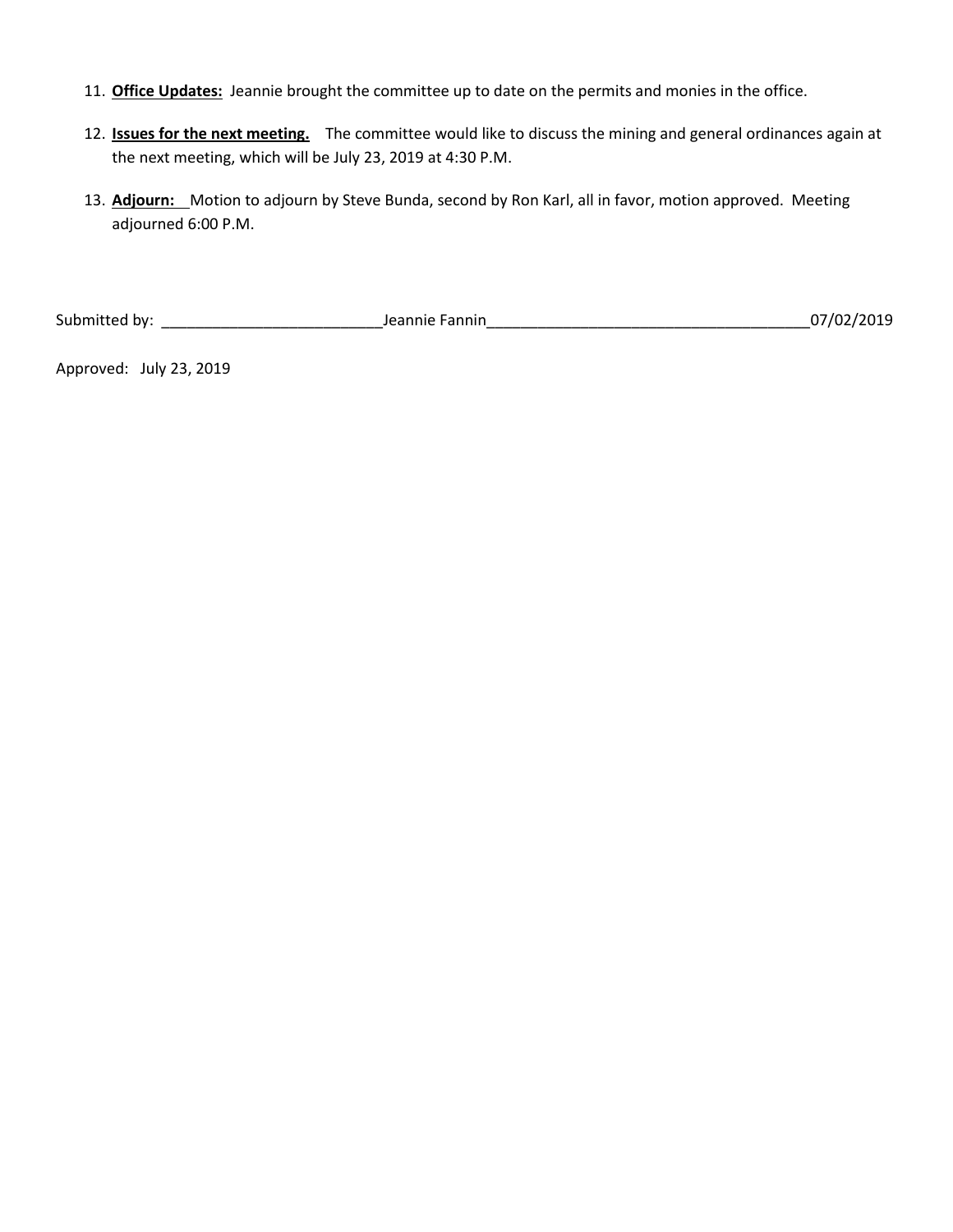11. **Office Updates:** Jeannie brought the committee up to date on the permits and monies in the office.

12. **Issues for the next meeting.** The committee would like to discuss the mining and general ordinances again at the next meeting, which will be July 23, 2019 at 4:30 P.M.

13. **Adjourn:** Motion to adjourn by Steve Bunda, second by Ron Karl, all in favor, motion approved. Meeting adjourned 6:00 P.M.

Submitted by: __________________________Jeannie Fannin______________________________________07/02/2019

Approved: July 23, 2019